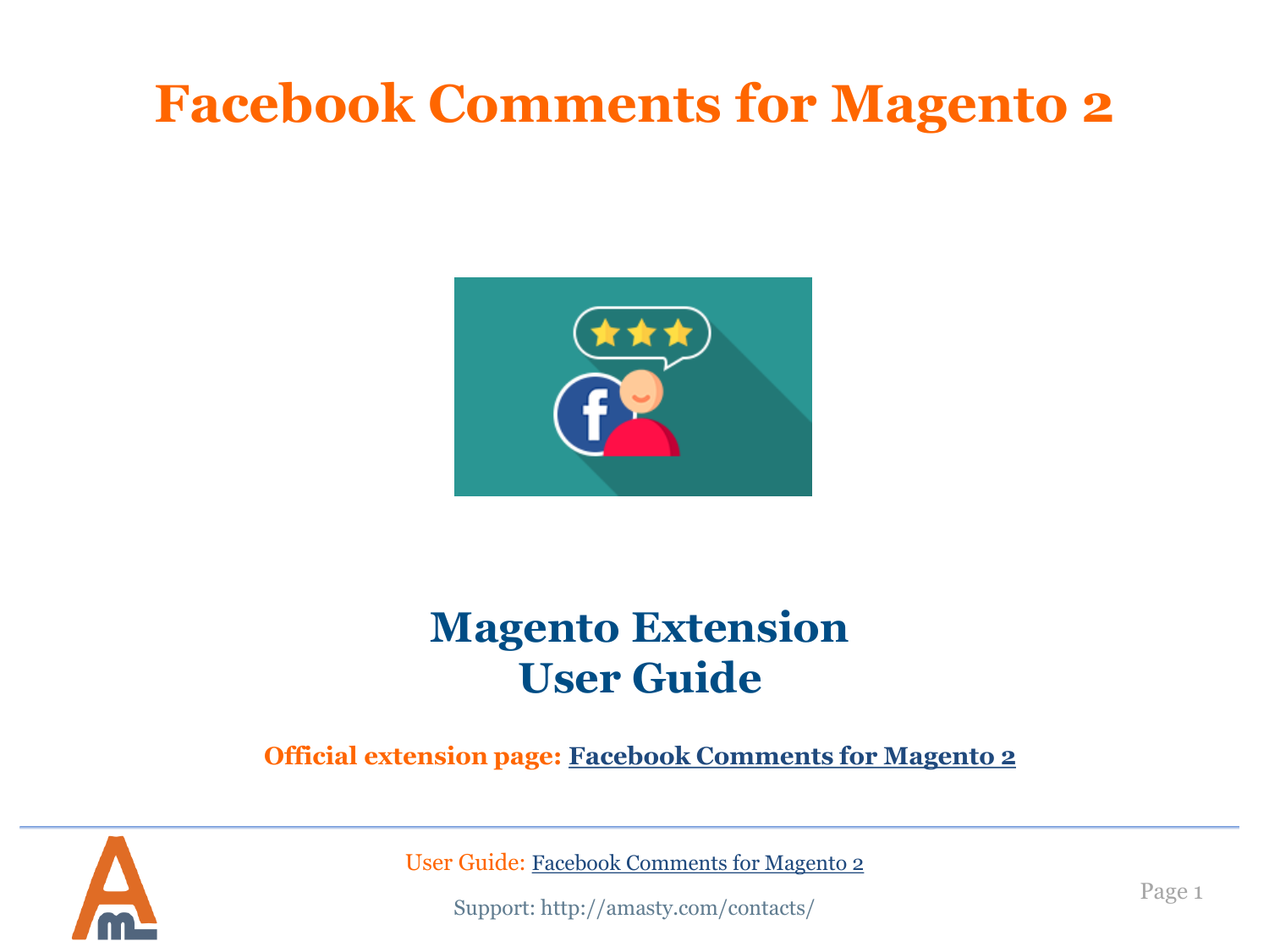# Facebook Comments for Magento 2

## Magento Extension User Guide

**Official extension page: Facebook Comments for Magento 2**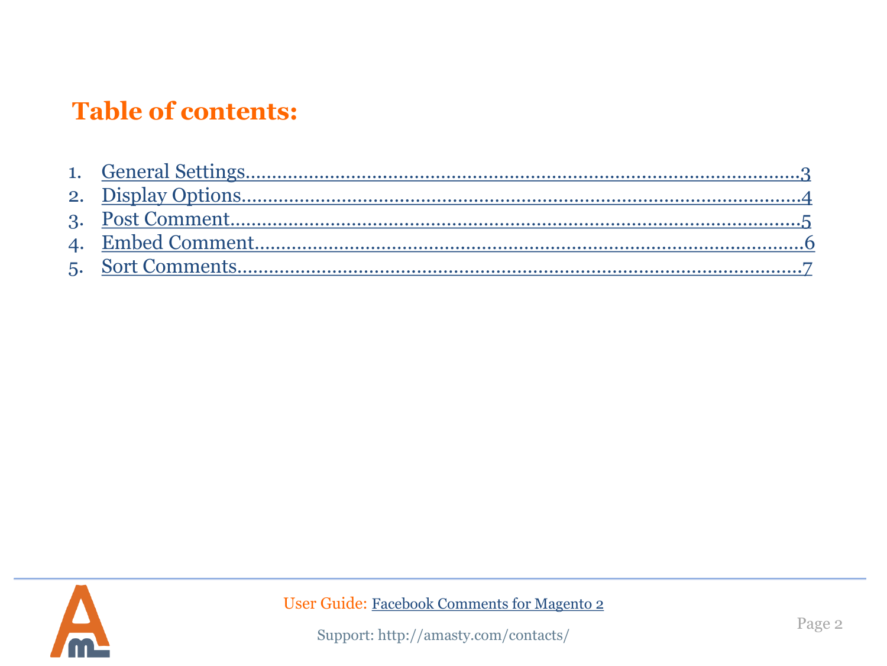## Table of contents:

1. General Settings.....................................................................................................3
2. Display Options........................................................................................................4
3. Post Comment..........................................................................................................5
4. Embed Comment.......................................................................................................6
5. Sort Comments.........................................................................................................7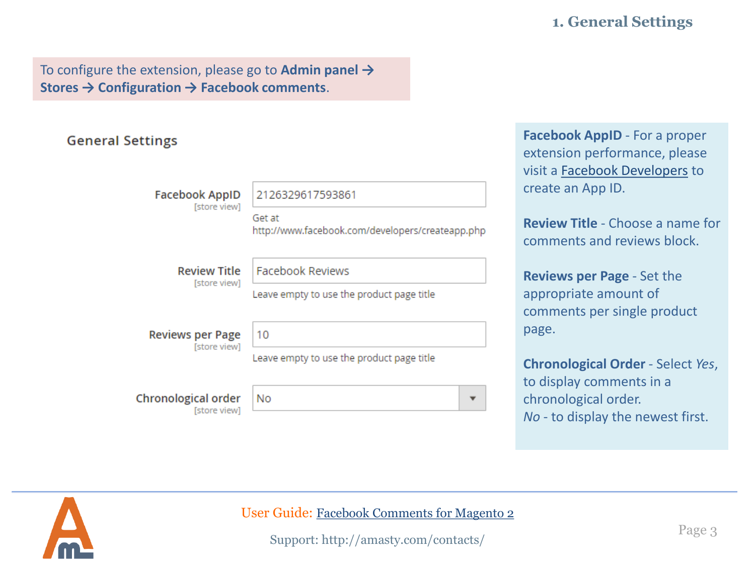# 1. General Settings

To configure the extension, please go to **Admin panel → Stores → Configuration → Facebook comments**.

## General Settings

**Facebook AppID** [store view]: 2126329617593861
Get at http://www.facebook.com/developers/createapp.php

**Review Title** [store view]: Facebook Reviews
Leave empty to use the product page title

**Reviews per Page** [store view]: 10
Leave empty to use the product page title

**Chronological order** [store view]: No

**Facebook AppID** - For a proper extension performance, please visit a Facebook Developers to create an App ID.

**Review Title** - Choose a name for comments and reviews block.

**Reviews per Page** - Set the appropriate amount of comments per single product page.

**Chronological Order** - Select *Yes*, to display comments in a chronological order.
*No* - to display the newest first.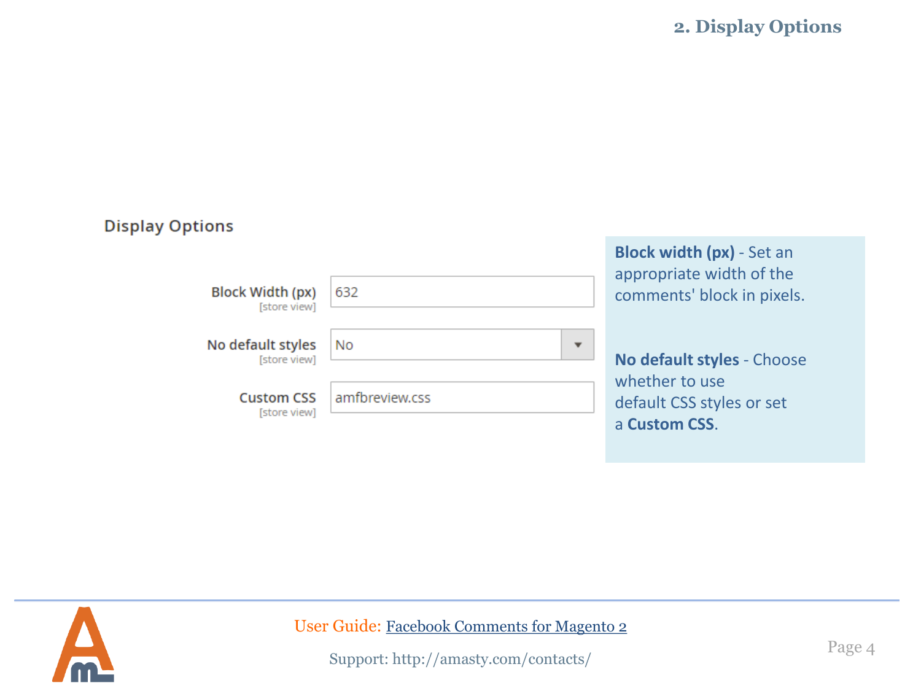## 2. Display Options

### Display Options

| | |
|---|---|
| Block Width (px) [store view] | 632 |
| No default styles [store view] | No |
| Custom CSS [store view] | amfbreview.css |

**Block width (px)** - Set an appropriate width of the comments' block in pixels.

**No default styles** - Choose whether to use default CSS styles or set a **Custom CSS**.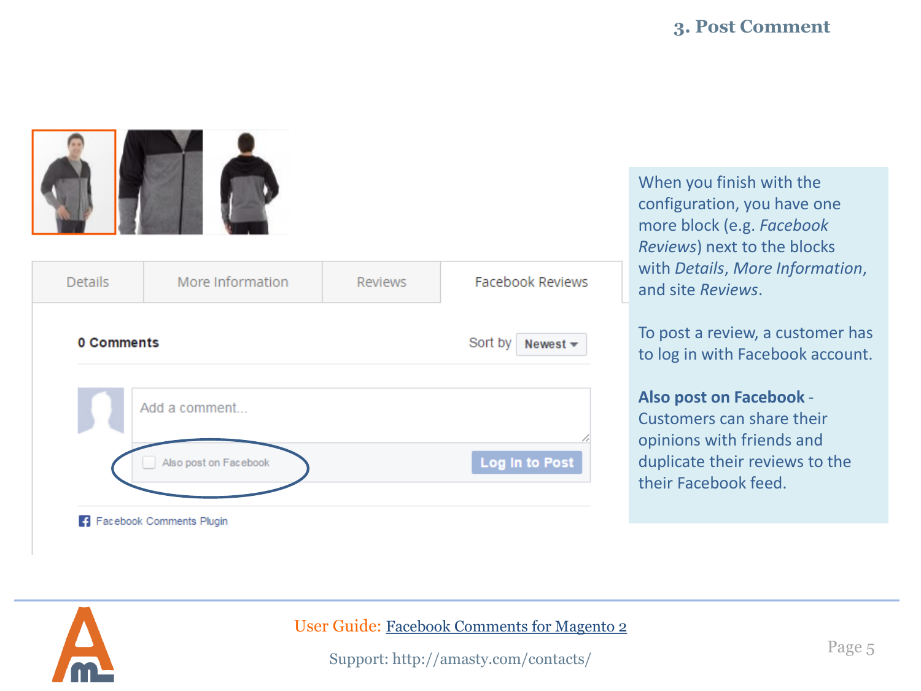### 3. Post Comment

When you finish with the configuration, you have one more block (e.g. *Facebook Reviews*) next to the blocks with *Details*, *More Information*, and site *Reviews*.

To post a review, a customer has to log in with Facebook account.

**Also post on Facebook** - Customers can share their opinions with friends and duplicate their reviews to the their Facebook feed.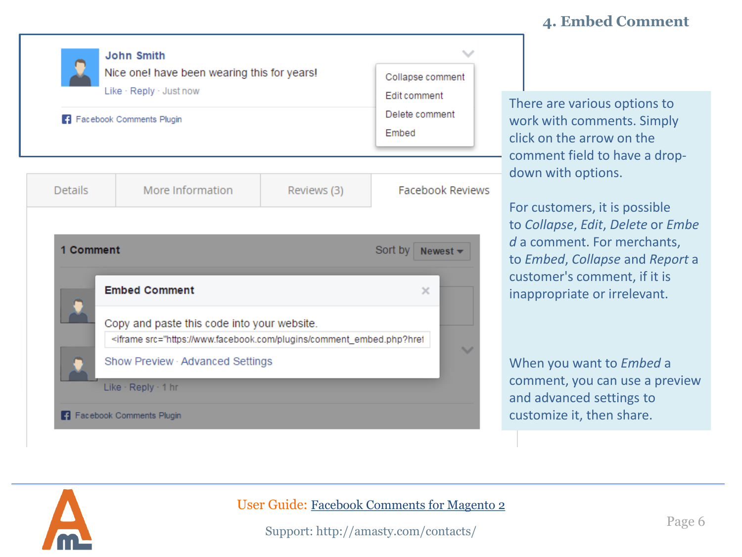## 4. Embed Comment

There are various options to work with comments. Simply click on the arrow on the comment field to have a drop-down with options.

For customers, it is possible to *Collapse*, *Edit*, *Delete* or *Embed* a comment. For merchants, to *Embed*, *Collapse* and *Report* a customer's comment, if it is inappropriate or irrelevant.

When you want to *Embed* a comment, you can use a preview and advanced settings to customize it, then share.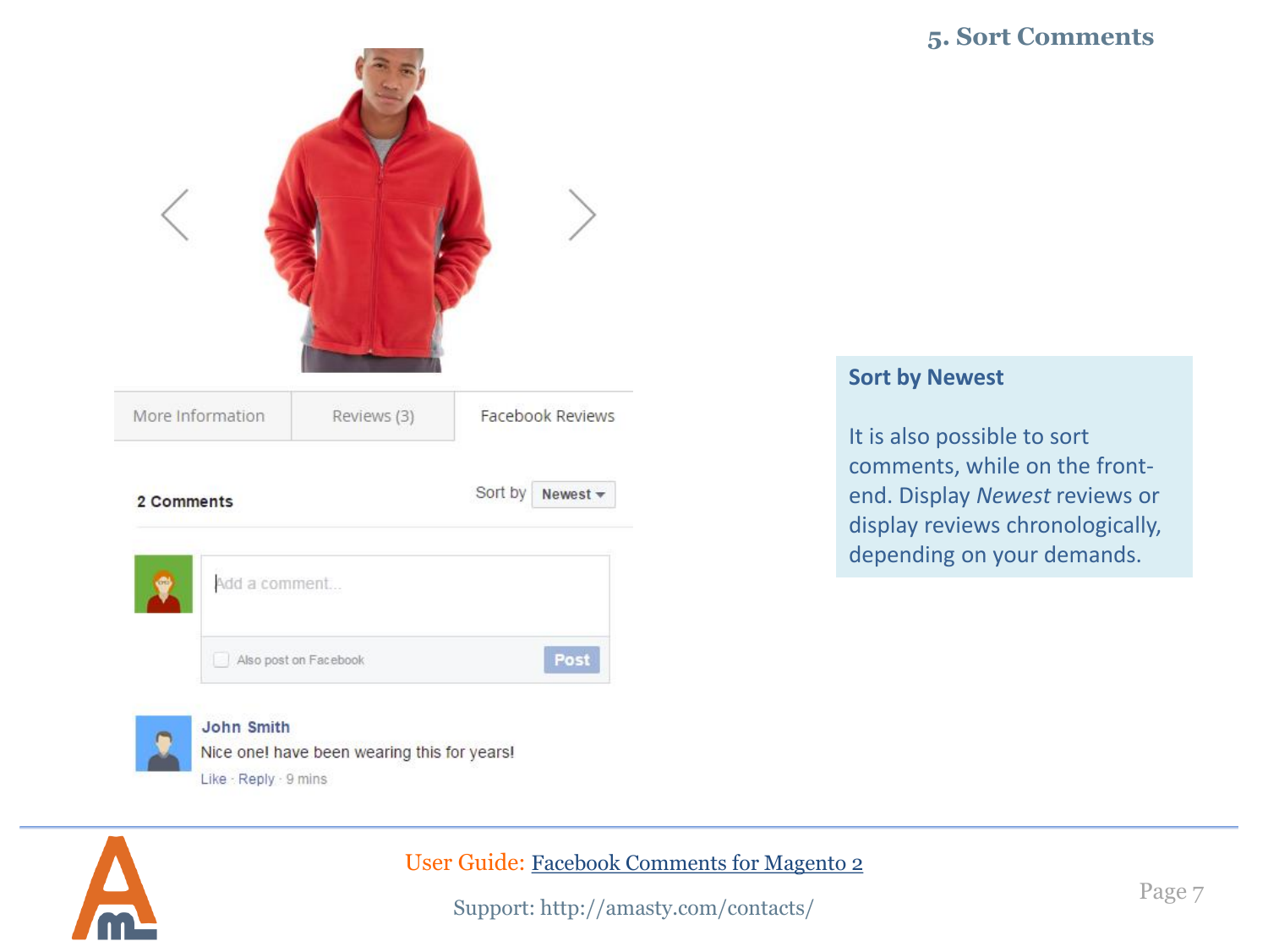## 5. Sort Comments

**Sort by Newest**

It is also possible to sort comments, while on the front-end. Display *Newest* reviews or display reviews chronologically, depending on your demands.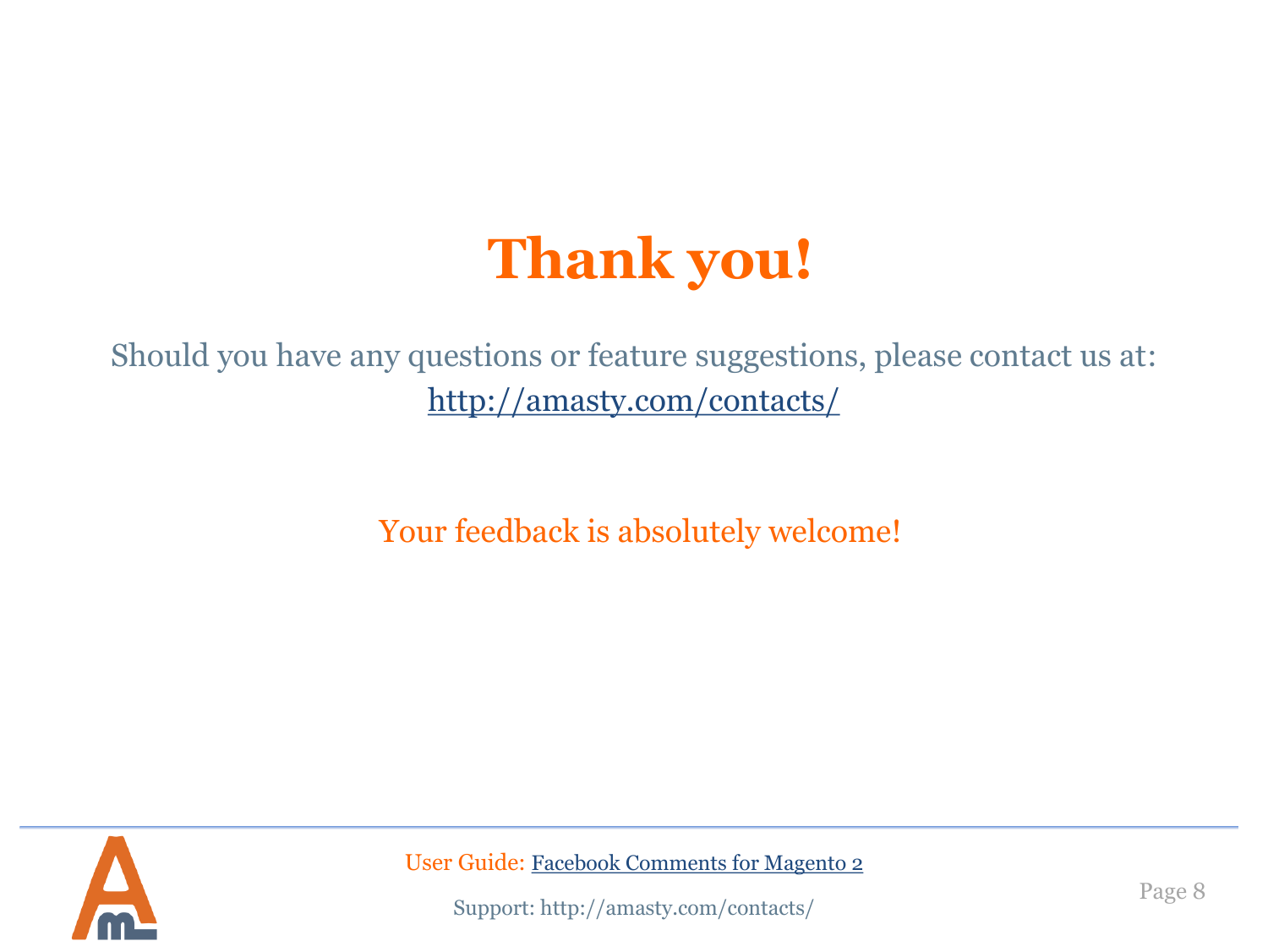# Thank you!

Should you have any questions or feature suggestions, please contact us at:
http://amasty.com/contacts/

Your feedback is absolutely welcome!